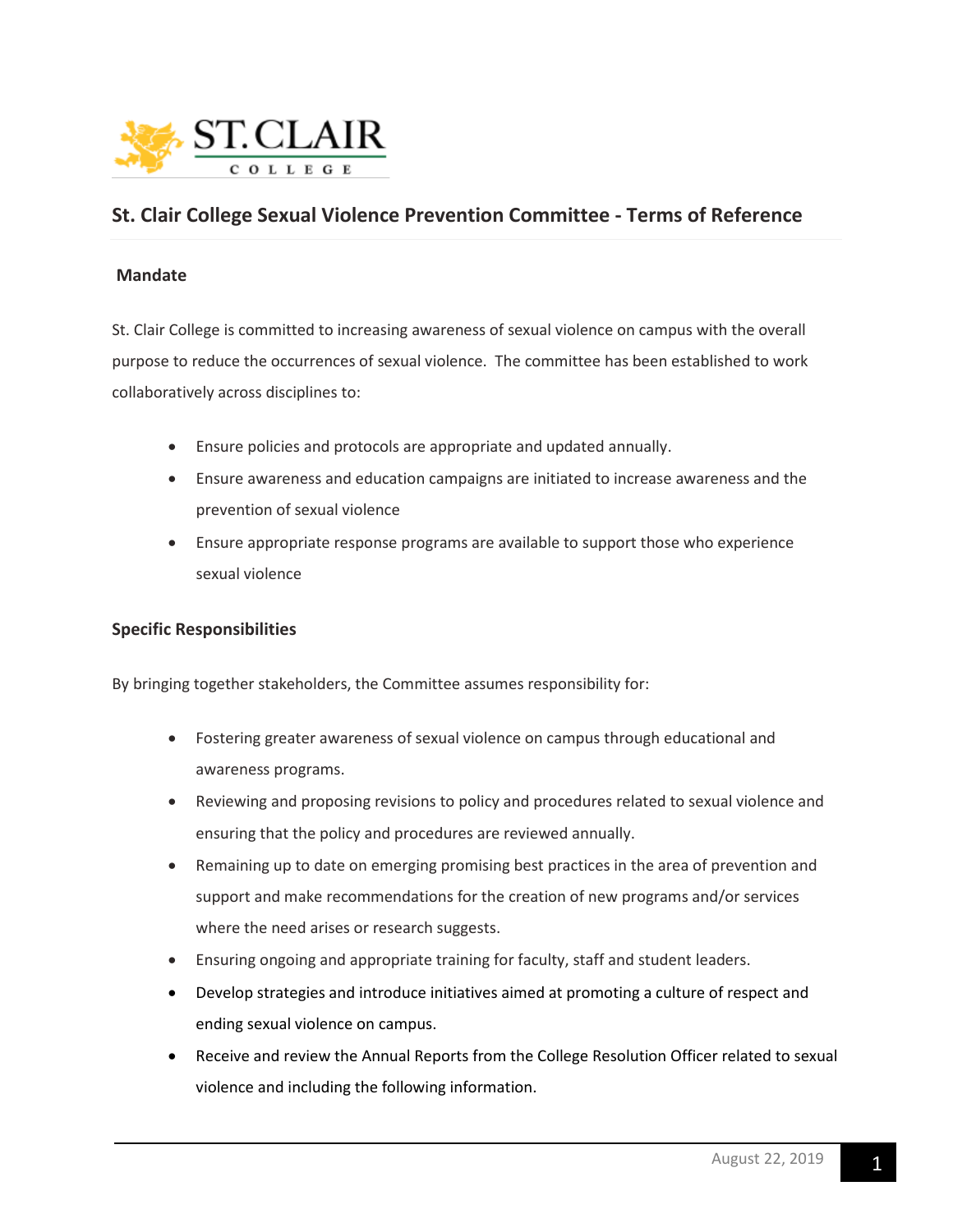# St. Clair College Sexual Violence Prevention Committee - Terms of Reference

## Mandate

St. Clair College is committed to increasing awareness of sexual violence on campus with the overall purpose to reduce the occurrences of sexual violence. The committee has been established to work collaboratively across disciplines to:

- Ensure policies and protocols are appropriate and updated annually.
- Ensure awareness and education campaigns are initiated to increase awareness and the prevention of sexual violence
- Ensure appropriate response programs are available to support those who experience sexual violence

## Specific Responsibilities

By bringing together stakeholders, the Committee assumes responsibility for:

- Fostering greater awareness of sexual violence on campus through educational and awareness programs.
- Reviewing and proposing revisions to policy and procedures related to sexual violence and ensuring that the policy and procedures are reviewed annually.
- Remaining up to date on emerging promising best practices in the area of prevention and support and make recommendations for the creation of new programs and/or services where the need arises or research suggests.
- Ensuring ongoing and appropriate training for faculty, staff and student leaders.
- Develop strategies and introduce initiatives aimed at promoting a culture of respect and ending sexual violence on campus.
- Receive and review the Annual Reports from the College Resolution Officer related to sexual violence and including the following information.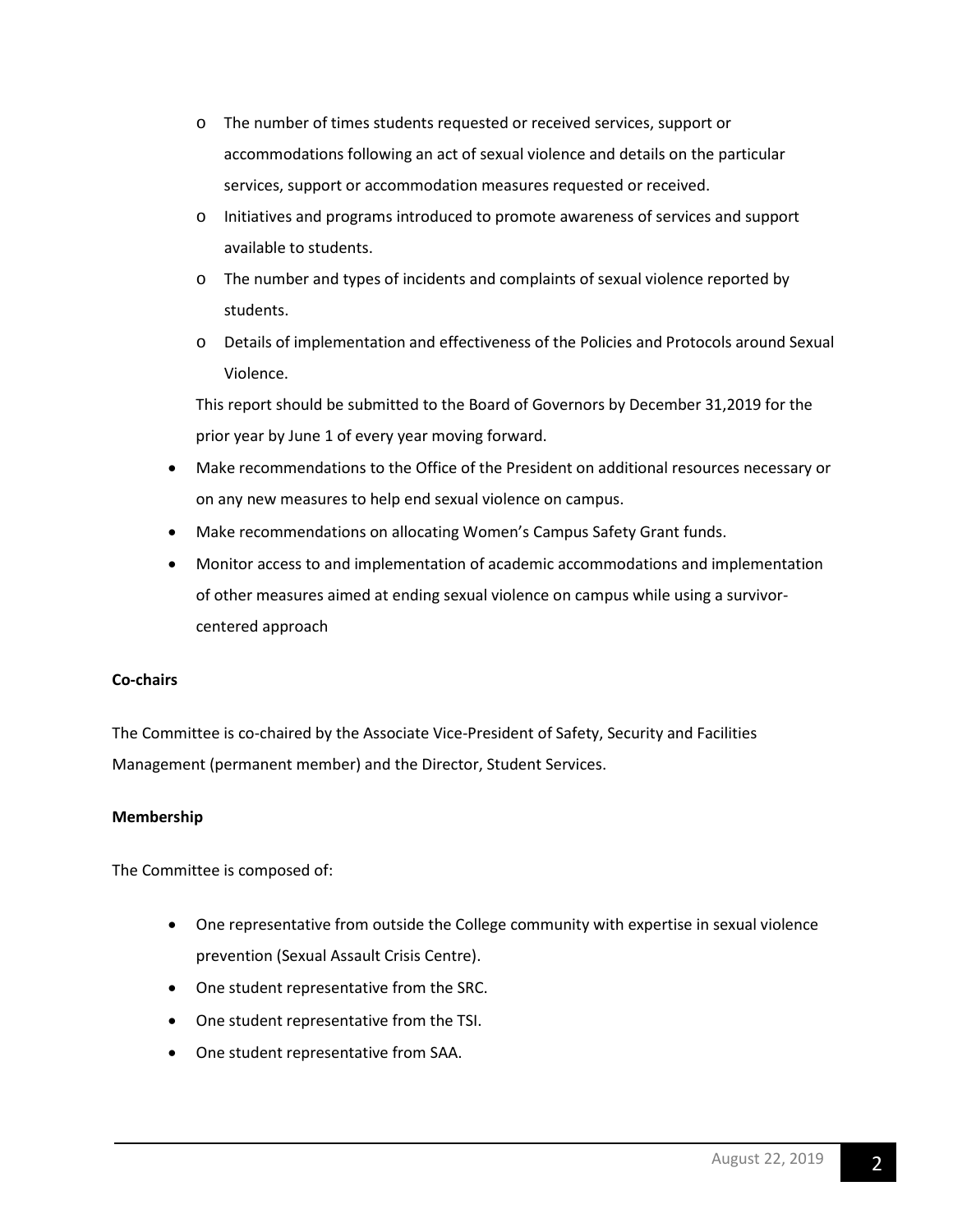- The number of times students requested or received services, support or accommodations following an act of sexual violence and details on the particular services, support or accommodation measures requested or received.
  - Initiatives and programs introduced to promote awareness of services and support available to students.
  - The number and types of incidents and complaints of sexual violence reported by students.
  - Details of implementation and effectiveness of the Policies and Protocols around Sexual Violence.

  This report should be submitted to the Board of Governors by December 31,2019 for the prior year by June 1 of every year moving forward.
- Make recommendations to the Office of the President on additional resources necessary or on any new measures to help end sexual violence on campus.
- Make recommendations on allocating Women's Campus Safety Grant funds.
- Monitor access to and implementation of academic accommodations and implementation of other measures aimed at ending sexual violence on campus while using a survivor-centered approach

**Co-chairs**

The Committee is co-chaired by the Associate Vice-President of Safety, Security and Facilities Management (permanent member) and the Director, Student Services.

**Membership**

The Committee is composed of:

- One representative from outside the College community with expertise in sexual violence prevention (Sexual Assault Crisis Centre).
- One student representative from the SRC.
- One student representative from the TSI.
- One student representative from SAA.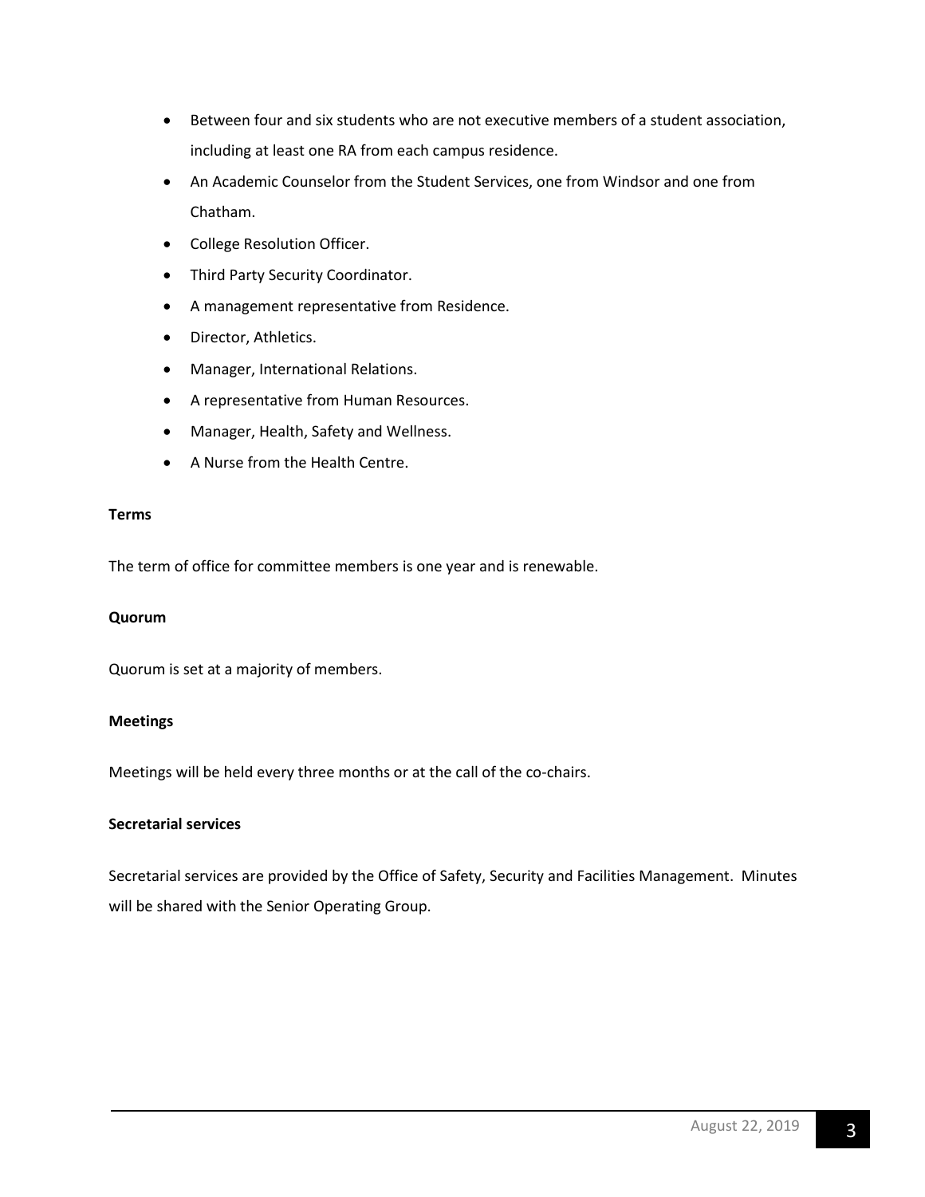- Between four and six students who are not executive members of a student association, including at least one RA from each campus residence.
- An Academic Counselor from the Student Services, one from Windsor and one from Chatham.
- College Resolution Officer.
- Third Party Security Coordinator.
- A management representative from Residence.
- Director, Athletics.
- Manager, International Relations.
- A representative from Human Resources.
- Manager, Health, Safety and Wellness.
- A Nurse from the Health Centre.

**Terms**

The term of office for committee members is one year and is renewable.

**Quorum**

Quorum is set at a majority of members.

**Meetings**

Meetings will be held every three months or at the call of the co-chairs.

**Secretarial services**

Secretarial services are provided by the Office of Safety, Security and Facilities Management. Minutes will be shared with the Senior Operating Group.